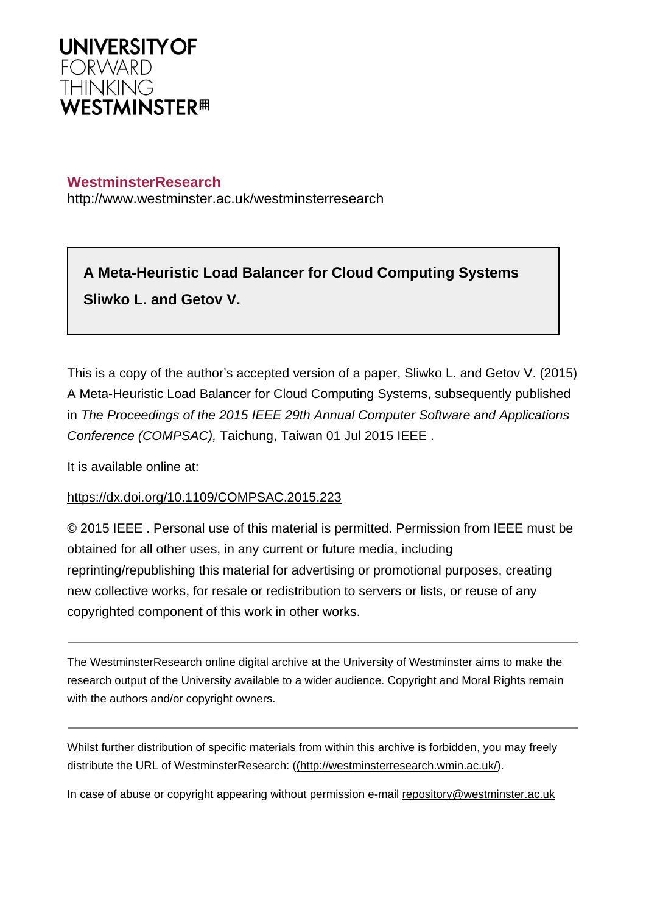UNIVERSITY OF
FORWARD
THINKING
WESTMINSTER

**WestminsterResearch**

http://www.westminster.ac.uk/westminsterresearch

**A Meta-Heuristic Load Balancer for Cloud Computing Systems**

**Sliwko L. and Getov V.**

This is a copy of the author's accepted version of a paper, Sliwko L. and Getov V. (2015) A Meta-Heuristic Load Balancer for Cloud Computing Systems, subsequently published in *The Proceedings of the 2015 IEEE 29th Annual Computer Software and Applications Conference (COMPSAC),* Taichung, Taiwan 01 Jul 2015 IEEE .

It is available online at:

https://dx.doi.org/10.1109/COMPSAC.2015.223

© 2015 IEEE . Personal use of this material is permitted. Permission from IEEE must be obtained for all other uses, in any current or future media, including reprinting/republishing this material for advertising or promotional purposes, creating new collective works, for resale or redistribution to servers or lists, or reuse of any copyrighted component of this work in other works.

---

The WestminsterResearch online digital archive at the University of Westminster aims to make the research output of the University available to a wider audience. Copyright and Moral Rights remain with the authors and/or copyright owners.

---

Whilst further distribution of specific materials from within this archive is forbidden, you may freely distribute the URL of WestminsterResearch: ((http://westminsterresearch.wmin.ac.uk/).

In case of abuse or copyright appearing without permission e-mail repository@westminster.ac.uk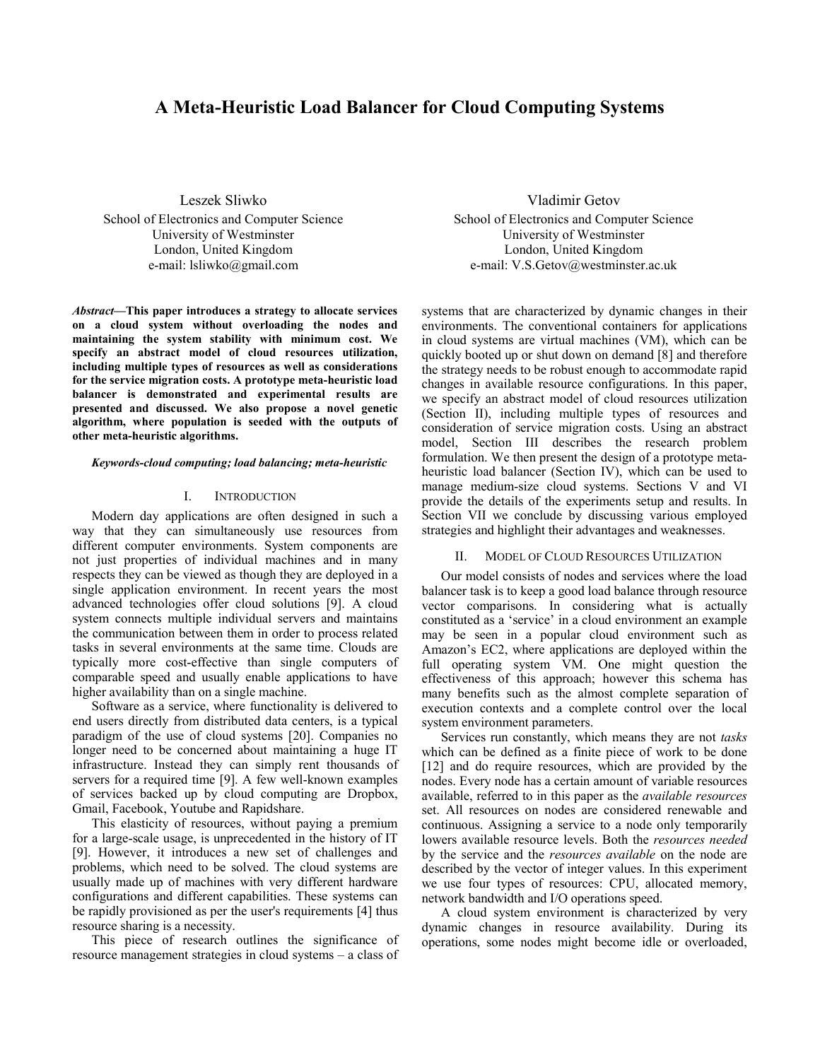# A Meta-Heuristic Load Balancer for Cloud Computing Systems

Leszek Sliwko
School of Electronics and Computer Science
University of Westminster
London, United Kingdom
e-mail: lsliwko@gmail.com

Vladimir Getov
School of Electronics and Computer Science
University of Westminster
London, United Kingdom
e-mail: V.S.Getov@westminster.ac.uk

***Abstract*—This paper introduces a strategy to allocate services on a cloud system without overloading the nodes and maintaining the system stability with minimum cost. We specify an abstract model of cloud resources utilization, including multiple types of resources as well as considerations for the service migration costs. A prototype meta-heuristic load balancer is demonstrated and experimental results are presented and discussed. We also propose a novel genetic algorithm, where population is seeded with the outputs of other meta-heuristic algorithms.**

***Keywords-cloud computing; load balancing; meta-heuristic***

## I. Introduction

Modern day applications are often designed in such a way that they can simultaneously use resources from different computer environments. System components are not just properties of individual machines and in many respects they can be viewed as though they are deployed in a single application environment. In recent years the most advanced technologies offer cloud solutions [9]. A cloud system connects multiple individual servers and maintains the communication between them in order to process related tasks in several environments at the same time. Clouds are typically more cost-effective than single computers of comparable speed and usually enable applications to have higher availability than on a single machine.

Software as a service, where functionality is delivered to end users directly from distributed data centers, is a typical paradigm of the use of cloud systems [20]. Companies no longer need to be concerned about maintaining a huge IT infrastructure. Instead they can simply rent thousands of servers for a required time [9]. A few well-known examples of services backed up by cloud computing are Dropbox, Gmail, Facebook, Youtube and Rapidshare.

This elasticity of resources, without paying a premium for a large-scale usage, is unprecedented in the history of IT [9]. However, it introduces a new set of challenges and problems, which need to be solved. The cloud systems are usually made up of machines with very different hardware configurations and different capabilities. These systems can be rapidly provisioned as per the user's requirements [4] thus resource sharing is a necessity.

This piece of research outlines the significance of resource management strategies in cloud systems – a class of systems that are characterized by dynamic changes in their environments. The conventional containers for applications in cloud systems are virtual machines (VM), which can be quickly booted up or shut down on demand [8] and therefore the strategy needs to be robust enough to accommodate rapid changes in available resource configurations. In this paper, we specify an abstract model of cloud resources utilization (Section II), including multiple types of resources and consideration of service migration costs. Using an abstract model, Section III describes the research problem formulation. We then present the design of a prototype meta-heuristic load balancer (Section IV), which can be used to manage medium-size cloud systems. Sections V and VI provide the details of the experiments setup and results. In Section VII we conclude by discussing various employed strategies and highlight their advantages and weaknesses.

## II. Model of Cloud Resources Utilization

Our model consists of nodes and services where the load balancer task is to keep a good load balance through resource vector comparisons. In considering what is actually constituted as a 'service' in a cloud environment an example may be seen in a popular cloud environment such as Amazon's EC2, where applications are deployed within the full operating system VM. One might question the effectiveness of this approach; however this schema has many benefits such as the almost complete separation of execution contexts and a complete control over the local system environment parameters.

Services run constantly, which means they are not *tasks* which can be defined as a finite piece of work to be done [12] and do require resources, which are provided by the nodes. Every node has a certain amount of variable resources available, referred to in this paper as the *available resources* set. All resources on nodes are considered renewable and continuous. Assigning a service to a node only temporarily lowers available resource levels. Both the *resources needed* by the service and the *resources available* on the node are described by the vector of integer values. In this experiment we use four types of resources: CPU, allocated memory, network bandwidth and I/O operations speed.

A cloud system environment is characterized by very dynamic changes in resource availability. During its operations, some nodes might become idle or overloaded,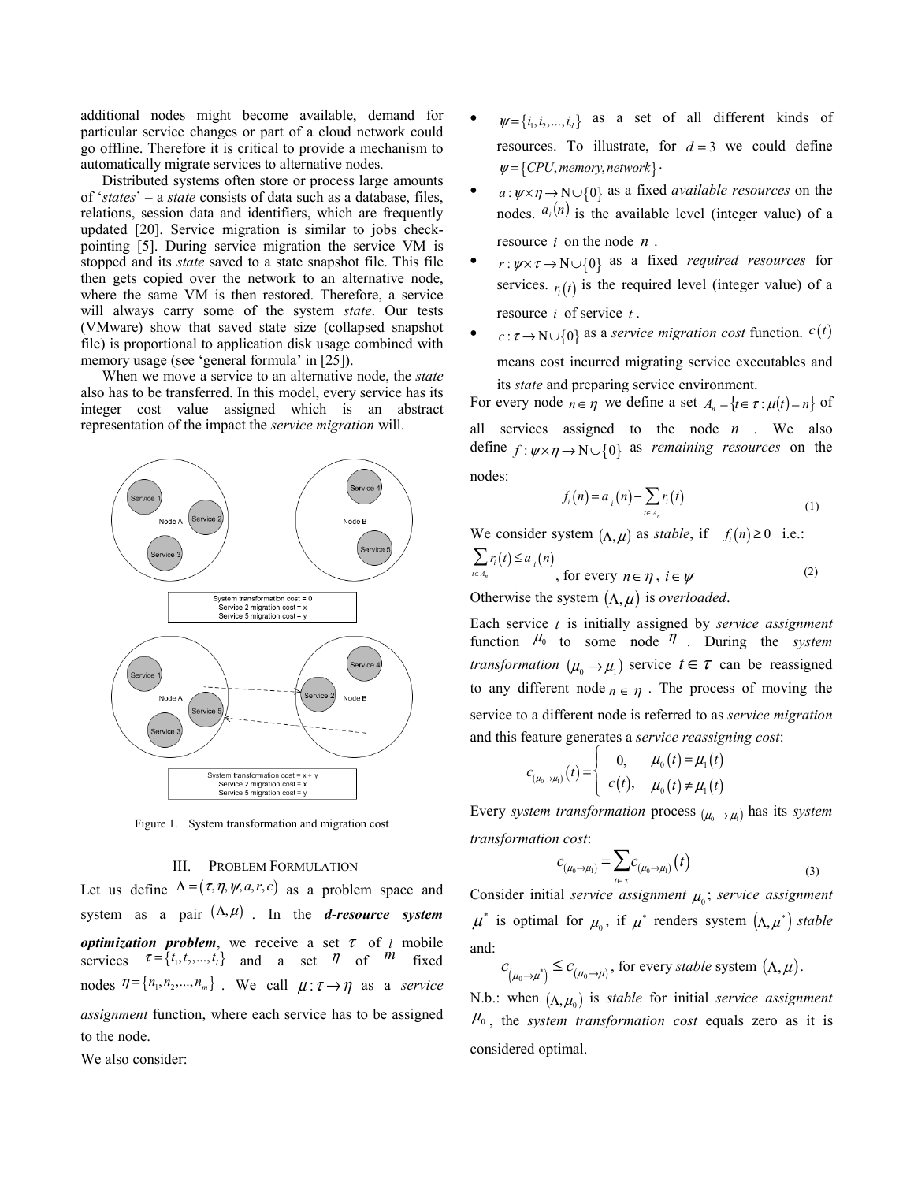additional nodes might become available, demand for particular service changes or part of a cloud network could go offline. Therefore it is critical to provide a mechanism to automatically migrate services to alternative nodes.

Distributed systems often store or process large amounts of '*states*' – a *state* consists of data such as a database, files, relations, session data and identifiers, which are frequently updated [20]. Service migration is similar to jobs check-pointing [5]. During service migration the service VM is stopped and its *state* saved to a state snapshot file. This file then gets copied over the network to an alternative node, where the same VM is then restored. Therefore, a service will always carry some of the system *state*. Our tests (VMware) show that saved state size (collapsed snapshot file) is proportional to application disk usage combined with memory usage (see 'general formula' in [25]).

When we move a service to an alternative node, the *state* also has to be transferred. In this model, every service has its integer cost value assigned which is an abstract representation of the impact the *service migration* will.

Figure 1. System transformation and migration cost

## III. Problem Formulation

Let us define $\Lambda = (\tau, \eta, \psi, a, r, c)$ as a problem space and system as a pair $(\Lambda, \mu)$. In the ***d-resource system optimization problem***, we receive a set $\tau$ of $l$ mobile services $\tau = \{t_1, t_2, ..., t_l\}$ and a set $\eta$ of $m$ fixed nodes $\eta = \{n_1, n_2, ..., n_m\}$. We call $\mu : \tau \to \eta$ as a *service assignment* function, where each service has to be assigned to the node.

We also consider:

- $\psi = \{i_1, i_2, ..., i_d\}$ as a set of all different kinds of resources. To illustrate, for $d = 3$ we could define $\psi = \{CPU, memory, network\}$.
- $a : \psi \times \eta \to \mathrm{N} \cup \{0\}$ as a fixed *available resources* on the nodes. $a_i(n)$ is the available level (integer value) of a resource $i$ on the node $n$.
- $r : \psi \times \tau \to \mathrm{N} \cup \{0\}$ as a fixed *required resources* for services. $r_i(t)$ is the required level (integer value) of a resource $i$ of service $t$.
- $c : \tau \to \mathrm{N} \cup \{0\}$ as a *service migration cost* function. $c(t)$ means cost incurred migrating service executables and its *state* and preparing service environment.

For every node $n \in \eta$ we define a set $A_n = \{t \in \tau : \mu(t) = n\}$ of all services assigned to the node $n$. We also define $f : \psi \times \eta \to \mathrm{N} \cup \{0\}$ as *remaining resources* on the nodes:

$$f_i(n) = a_i(n) - \sum_{t \in A_n} r_i(t) \tag{1}$$

We consider system $(\Lambda, \mu)$ as *stable*, if $f_i(n) \geq 0$ i.e.:

$$\sum_{t \in A_n} r_i(t) \leq a_i(n), \text{ for every } n \in \eta,\ i \in \psi \tag{2}$$

Otherwise the system $(\Lambda, \mu)$ is *overloaded*.

Each service $t$ is initially assigned by *service assignment* function $\mu_0$ to some node $\eta$. During the *system transformation* $(\mu_0 \to \mu_1)$ service $t \in \tau$ can be reassigned to any different node $n \in \eta$. The process of moving the service to a different node is referred to as *service migration* and this feature generates a *service reassigning cost*:

$$c_{(\mu_0 \to \mu_1)}(t) = \begin{cases} 0, & \mu_0(t) = \mu_1(t) \\ c(t), & \mu_0(t) \neq \mu_1(t) \end{cases}$$

Every *system transformation* process $(\mu_0 \to \mu_1)$ has its *system transformation cost*:

$$c_{(\mu_0 \to \mu_1)} = \sum_{t \in \tau} c_{(\mu_0 \to \mu_1)}(t) \tag{3}$$

Consider initial *service assignment* $\mu_0$; *service assignment* $\mu^*$ is optimal for $\mu_0$, if $\mu^*$ renders system $(\Lambda, \mu^*)$ *stable* and:

$$c_{(\mu_0 \to \mu^*)} \leq c_{(\mu_0 \to \mu)}, \text{ for every } \textit{stable} \text{ system } (\Lambda, \mu).$$

N.b.: when $(\Lambda, \mu_0)$ is *stable* for initial *service assignment* $\mu_0$, the *system transformation cost* equals zero as it is considered optimal.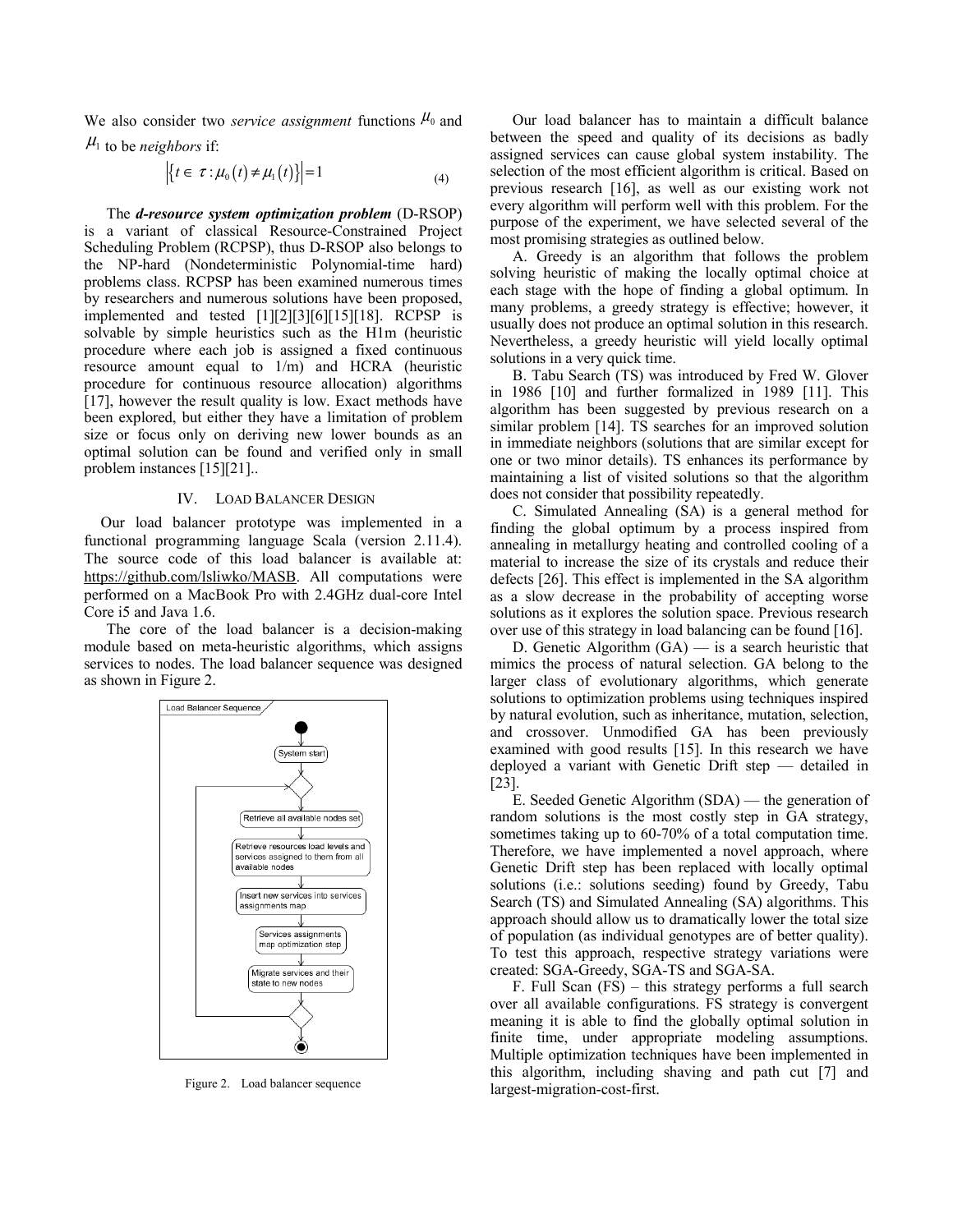We also consider two *service assignment* functions $\mu_0$ and $\mu_1$ to be *neighbors* if:

$$\left|\left\{t \in \tau : \mu_0(t) \neq \mu_1(t)\right\}\right| = 1 \tag{4}$$

The ***d-resource system optimization problem*** (D-RSOP) is a variant of classical Resource-Constrained Project Scheduling Problem (RCPSP), thus D-RSOP also belongs to the NP-hard (Nondeterministic Polynomial-time hard) problems class. RCPSP has been examined numerous times by researchers and numerous solutions have been proposed, implemented and tested [1][2][3][6][15][18]. RCPSP is solvable by simple heuristics such as the H1m (heuristic procedure where each job is assigned a fixed continuous resource amount equal to 1/m) and HCRA (heuristic procedure for continuous resource allocation) algorithms [17], however the result quality is low. Exact methods have been explored, but either they have a limitation of problem size or focus only on deriving new lower bounds as an optimal solution can be found and verified only in small problem instances [15][21]..

## IV. Load Balancer Design

Our load balancer prototype was implemented in a functional programming language Scala (version 2.11.4). The source code of this load balancer is available at: https://github.com/lsliwko/MASB. All computations were performed on a MacBook Pro with 2.4GHz dual-core Intel Core i5 and Java 1.6.

The core of the load balancer is a decision-making module based on meta-heuristic algorithms, which assigns services to nodes. The load balancer sequence was designed as shown in Figure 2.

Figure 2. Load balancer sequence

Our load balancer has to maintain a difficult balance between the speed and quality of its decisions as badly assigned services can cause global system instability. The selection of the most efficient algorithm is critical. Based on previous research [16], as well as our existing work not every algorithm will perform well with this problem. For the purpose of the experiment, we have selected several of the most promising strategies as outlined below.

A. Greedy is an algorithm that follows the problem solving heuristic of making the locally optimal choice at each stage with the hope of finding a global optimum. In many problems, a greedy strategy is effective; however, it usually does not produce an optimal solution in this research. Nevertheless, a greedy heuristic will yield locally optimal solutions in a very quick time.

B. Tabu Search (TS) was introduced by Fred W. Glover in 1986 [10] and further formalized in 1989 [11]. This algorithm has been suggested by previous research on a similar problem [14]. TS searches for an improved solution in immediate neighbors (solutions that are similar except for one or two minor details). TS enhances its performance by maintaining a list of visited solutions so that the algorithm does not consider that possibility repeatedly.

C. Simulated Annealing (SA) is a general method for finding the global optimum by a process inspired from annealing in metallurgy heating and controlled cooling of a material to increase the size of its crystals and reduce their defects [26]. This effect is implemented in the SA algorithm as a slow decrease in the probability of accepting worse solutions as it explores the solution space. Previous research over use of this strategy in load balancing can be found [16].

D. Genetic Algorithm (GA) — is a search heuristic that mimics the process of natural selection. GA belong to the larger class of evolutionary algorithms, which generate solutions to optimization problems using techniques inspired by natural evolution, such as inheritance, mutation, selection, and crossover. Unmodified GA has been previously examined with good results [15]. In this research we have deployed a variant with Genetic Drift step — detailed in [23].

E. Seeded Genetic Algorithm (SDA) — the generation of random solutions is the most costly step in GA strategy, sometimes taking up to 60-70% of a total computation time. Therefore, we have implemented a novel approach, where Genetic Drift step has been replaced with locally optimal solutions (i.e.: solutions seeding) found by Greedy, Tabu Search (TS) and Simulated Annealing (SA) algorithms. This approach should allow us to dramatically lower the total size of population (as individual genotypes are of better quality). To test this approach, respective strategy variations were created: SGA-Greedy, SGA-TS and SGA-SA.

F. Full Scan (FS) – this strategy performs a full search over all available configurations. FS strategy is convergent meaning it is able to find the globally optimal solution in finite time, under appropriate modeling assumptions. Multiple optimization techniques have been implemented in this algorithm, including shaving and path cut [7] and largest-migration-cost-first.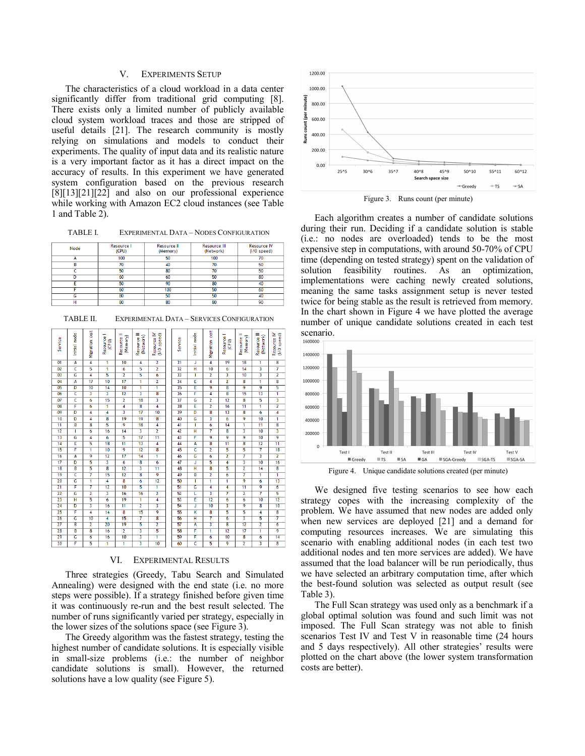## V. EXPERIMENTS SETUP

The characteristics of a cloud workload in a data center significantly differ from traditional grid computing [8]. There exists only a limited number of publicly available cloud system workload traces and those are stripped of useful details [21]. The research community is mostly relying on simulations and models to conduct their experiments. The quality of input data and its realistic nature is a very important factor as it has a direct impact on the accuracy of results. In this experiment we have generated system configuration based on the previous research [8][13][21][22] and also on our professional experience while working with Amazon EC2 cloud instances (see Table 1 and Table 2).

TABLE I. EXPERIMENTAL DATA – NODES CONFIGURATION

| Node | Resource I (CPU) | Resource II (Memory) | Resource III (Network) | Resource IV (I/O speed) |
|---|---|---|---|---|
| A | 100 | 50 | 100 | 70 |
| B | 70 | 40 | 70 | 50 |
| C | 50 | 80 | 70 | 50 |
| D | 60 | 60 | 50 | 80 |
| E | 50 | 90 | 80 | 40 |
| F | 60 | 100 | 50 | 60 |
| G | 80 | 50 | 50 | 40 |
| H | 80 | 80 | 80 | 90 |

TABLE II. EXPERIMENTAL DATA – SERVICES CONFIGURATION

| Service | Initial node | Migration cost | Resource I (CPU) | Resource II (Memory) | Resource III (Network) | Resource IV (I/O speed) |
|---|---|---|---|---|---|---|
| 01 | A | 4 | 1 | 10 | 4 | 2 |
| 02 | C | 5 | 1 | 6 | 5 | 2 |
| 03 | G | 4 | 5 | 2 | 5 | 6 |
| 04 | A | 17 | 10 | 17 | 1 | 2 |
| 05 | D | 10 | 14 | 10 | 1 | 1 |
| 06 | C | 3 | 3 | 12 | 3 | 8 |
| 07 | C | 6 | 15 | 2 | 18 | 3 |
| 08 | F | 6 | 1 | 4 | 8 | 4 |
| 09 | D | 4 | 4 | 3 | 17 | 10 |
| 10 | D | 4 | 8 | 19 | 19 | 8 |
| 11 | B | 8 | 5 | 9 | 18 | 4 |
| 12 | I | 6 | 16 | 14 | 3 | 2 |
| 13 | G | 4 | 6 | 5 | 17 | 11 |
| 14 | E | 5 | 18 | 11 | 13 | 4 |
| 15 | F | 1 | 10 | 9 | 12 | 8 |
| 16 | A | 9 | 12 | 17 | 14 | 1 |
| 17 | D | 5 | 3 | 6 | 8 | 6 |
| 18 | B | 5 | 8 | 12 | 3 | 11 |
| 19 | C | 7 | 15 | 12 | 8 | 9 |
| 20 | G | 1 | 4 | 8 | 6 | 12 |
| 21 | F | 7 | 12 | 10 | 5 | 1 |
| 22 | G | 2 | 3 | 16 | 16 | 2 |
| 23 | H | 5 | 6 | 19 | 1 | 4 |
| 24 | D | 3 | 16 | 11 | 2 | 3 |
| 25 | F | 4 | 14 | 8 | 15 | 9 |
| 26 | G | 10 | 4 | 15 | 7 | 8 |
| 27 | B | 2 | 20 | 19 | 5 | 2 |
| 28 | B | 8 | 16 | 2 | 3 | 5 |
| 29 | G | 6 | 16 | 10 | 3 | 1 |
| 30 | F | 5 | 1 | 1 | 3 | 10 |
| 31 | J | 4 | 19 | 18 | 1 | 8 |
| 32 | H | 10 | 6 | 14 | 3 | 7 |
| 33 | I | 2 | 3 | 10 | 3 | 2 |
| 34 | E | 4 | 2 | 8 | 1 | 8 |
| 35 | E | 9 | 8 | 9 | 9 | 5 |
| 36 | F | 4 | 8 | 15 | 13 | 1 |
| 37 | G | 2 | 12 | 8 | 5 | 3 |
| 38 | E | 2 | 16 | 11 | 1 | 2 |
| 39 | D | 8 | 13 | 8 | 6 | 4 |
| 40 | G | 3 | 6 | 9 | 10 | 1 |
| 41 | I | 6 | 14 | 1 | 11 | 8 |
| 42 | H | 7 | 8 | 3 | 10 | 3 |
| 43 | F | 9 | 9 | 9 | 10 | 9 |
| 44 | A | 8 | 11 | 8 | 12 | 11 |
| 45 | C | 2 | 5 | 5 | 7 | 18 |
| 46 | G | 6 | 2 | 7 | 3 | 2 |
| 47 | J | 5 | 4 | 3 | 10 | 16 |
| 48 | H | 8 | 5 | 2 | 14 | 8 |
| 49 | B | 2 | 6 | 7 | 1 | 1 |
| 50 | I | 1 | 1 | 9 | 6 | 13 |
| 51 | G | 4 | 4 | 11 | 9 | 6 |
| 52 | L | 3 | 7 | 2 | 7 | 5 |
| 53 | E | 12 | 6 | 6 | 10 | 12 |
| 54 | J | 10 | 3 | 9 | 8 | 10 |
| 55 | K | 8 | 5 | 5 | 4 | 8 |
| 56 | H | 7 | 6 | 3 | 5 | 7 |
| 57 | A | 3 | 8 | 12 | 2 | 6 |
| 58 | F | 1 | 12 | 17 | 1 | 9 |
| 59 | F | 6 | 10 | 8 | 6 | 14 |
| 60 | C | 5 | 9 | 2 | 3 | 8 |

## VI. EXPERIMENTAL RESULTS

Three strategies (Greedy, Tabu Search and Simulated Annealing) were designed with the end state (i.e. no more steps were possible). If a strategy finished before given time it was continuously re-run and the best result selected. The number of runs significantly varied per strategy, especially in the lower sizes of the solutions space (see Figure 3).

The Greedy algorithm was the fastest strategy, testing the highest number of candidate solutions. It is especially visible in small-size problems (i.e.: the number of neighbor candidate solutions is small). However, the returned solutions have a low quality (see Figure 5).

Figure 3. Runs count (per minute)

Each algorithm creates a number of candidate solutions during their run. Deciding if a candidate solution is stable (i.e.: no nodes are overloaded) tends to be the most expensive step in computations, with around 50-70% of CPU time (depending on tested strategy) spent on the validation of solution feasibility routines. As an optimization, implementations were caching newly created solutions, meaning the same tasks assignment setup is never tested twice for being stable as the result is retrieved from memory. In the chart shown in Figure 4 we have plotted the average number of unique candidate solutions created in each test scenario.

Figure 4. Unique candidate solutions created (per minute)

We designed five testing scenarios to see how each strategy copes with the increasing complexity of the problem. We have assumed that new nodes are added only when new services are deployed [21] and a demand for computing resources increases. We are simulating this scenario with enabling additional nodes (in each test two additional nodes and ten more services are added). We have assumed that the load balancer will be run periodically, thus we have selected an arbitrary computation time, after which the best-found solution was selected as output result (see Table 3).

The Full Scan strategy was used only as a benchmark if a global optimal solution was found and such limit was not imposed. The Full Scan strategy was not able to finish scenarios Test IV and Test V in reasonable time (24 hours and 5 days respectively). All other strategies' results were plotted on the chart above (the lower system transformation costs are better).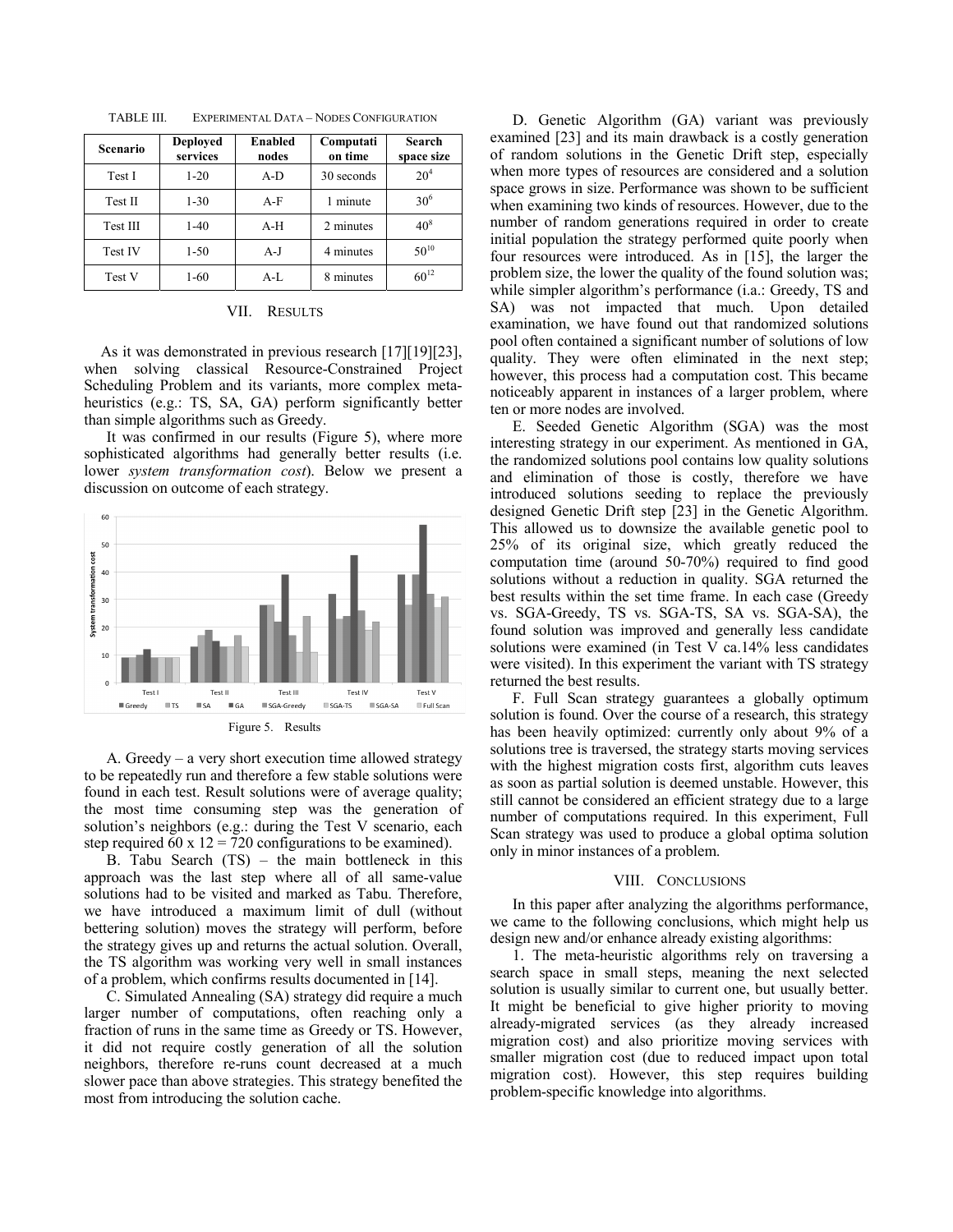TABLE III. EXPERIMENTAL DATA – NODES CONFIGURATION

| Scenario | Deployed services | Enabled nodes | Computation time | Search space size |
|---|---|---|---|---|
| Test I | 1-20 | A-D | 30 seconds | $20^4$ |
| Test II | 1-30 | A-F | 1 minute | $30^6$ |
| Test III | 1-40 | A-H | 2 minutes | $40^8$ |
| Test IV | 1-50 | A-J | 4 minutes | $50^{10}$ |
| Test V | 1-60 | A-L | 8 minutes | $60^{12}$ |

## VII. RESULTS

As it was demonstrated in previous research [17][19][23], when solving classical Resource-Constrained Project Scheduling Problem and its variants, more complex meta-heuristics (e.g.: TS, SA, GA) perform significantly better than simple algorithms such as Greedy.

It was confirmed in our results (Figure 5), where more sophisticated algorithms had generally better results (i.e. lower *system transformation cost*). Below we present a discussion on outcome of each strategy.

Figure 5. Results

A. Greedy – a very short execution time allowed strategy to be repeatedly run and therefore a few stable solutions were found in each test. Result solutions were of average quality; the most time consuming step was the generation of solution's neighbors (e.g.: during the Test V scenario, each step required 60 x 12 = 720 configurations to be examined).

B. Tabu Search (TS) – the main bottleneck in this approach was the last step where all of all same-value solutions had to be visited and marked as Tabu. Therefore, we have introduced a maximum limit of dull (without bettering solution) moves the strategy will perform, before the strategy gives up and returns the actual solution. Overall, the TS algorithm was working very well in small instances of a problem, which confirms results documented in [14].

C. Simulated Annealing (SA) strategy did require a much larger number of computations, often reaching only a fraction of runs in the same time as Greedy or TS. However, it did not require costly generation of all the solution neighbors, therefore re-runs count decreased at a much slower pace than above strategies. This strategy benefited the most from introducing the solution cache.

D. Genetic Algorithm (GA) variant was previously examined [23] and its main drawback is a costly generation of random solutions in the Genetic Drift step, especially when more types of resources are considered and a solution space grows in size. Performance was shown to be sufficient when examining two kinds of resources. However, due to the number of random generations required in order to create initial population the strategy performed quite poorly when four resources were introduced. As in [15], the larger the problem size, the lower the quality of the found solution was; while simpler algorithm's performance (i.a.: Greedy, TS and SA) was not impacted that much. Upon detailed examination, we have found out that randomized solutions pool often contained a significant number of solutions of low quality. They were often eliminated in the next step; however, this process had a computation cost. This became noticeably apparent in instances of a larger problem, where ten or more nodes are involved.

E. Seeded Genetic Algorithm (SGA) was the most interesting strategy in our experiment. As mentioned in GA, the randomized solutions pool contains low quality solutions and elimination of those is costly, therefore we have introduced solutions seeding to replace the previously designed Genetic Drift step [23] in the Genetic Algorithm. This allowed us to downsize the available genetic pool to 25% of its original size, which greatly reduced the computation time (around 50-70%) required to find good solutions without a reduction in quality. SGA returned the best results within the set time frame. In each case (Greedy vs. SGA-Greedy, TS vs. SGA-TS, SA vs. SGA-SA), the found solution was improved and generally less candidate solutions were examined (in Test V ca.14% less candidates were visited). In this experiment the variant with TS strategy returned the best results.

F. Full Scan strategy guarantees a globally optimum solution is found. Over the course of a research, this strategy has been heavily optimized: currently only about 9% of a solutions tree is traversed, the strategy starts moving services with the highest migration costs first, algorithm cuts leaves as soon as partial solution is deemed unstable. However, this still cannot be considered an efficient strategy due to a large number of computations required. In this experiment, Full Scan strategy was used to produce a global optima solution only in minor instances of a problem.

## VIII. CONCLUSIONS

In this paper after analyzing the algorithms performance, we came to the following conclusions, which might help us design new and/or enhance already existing algorithms:

1. The meta-heuristic algorithms rely on traversing a search space in small steps, meaning the next selected solution is usually similar to current one, but usually better. It might be beneficial to give higher priority to moving already-migrated services (as they already increased migration cost) and also prioritize moving services with smaller migration cost (due to reduced impact upon total migration cost). However, this step requires building problem-specific knowledge into algorithms.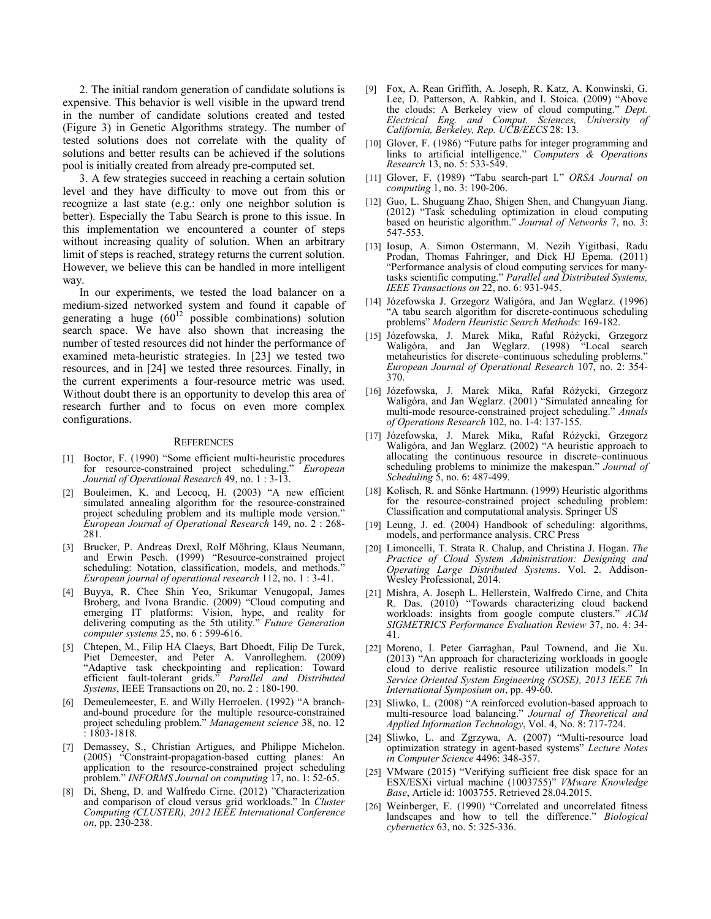2. The initial random generation of candidate solutions is expensive. This behavior is well visible in the upward trend in the number of candidate solutions created and tested (Figure 3) in Genetic Algorithms strategy. The number of tested solutions does not correlate with the quality of solutions and better results can be achieved if the solutions pool is initially created from already pre-computed set.

3. A few strategies succeed in reaching a certain solution level and they have difficulty to move out from this or recognize a last state (e.g.: only one neighbor solution is better). Especially the Tabu Search is prone to this issue. In this implementation we encountered a counter of steps without increasing quality of solution. When an arbitrary limit of steps is reached, strategy returns the current solution. However, we believe this can be handled in more intelligent way.

In our experiments, we tested the load balancer on a medium-sized networked system and found it capable of generating a huge ($60^{12}$ possible combinations) solution search space. We have also shown that increasing the number of tested resources did not hinder the performance of examined meta-heuristic strategies. In [23] we tested two resources, and in [24] we tested three resources. Finally, in the current experiments a four-resource metric was used. Without doubt there is an opportunity to develop this area of research further and to focus on even more complex configurations.

## References

[1] Boctor, F. (1990) "Some efficient multi-heuristic procedures for resource-constrained project scheduling." *European Journal of Operational Research* 49, no. 1 : 3-13.

[2] Bouleimen, K. and Lecocq, H. (2003) "A new efficient simulated annealing algorithm for the resource-constrained project scheduling problem and its multiple mode version." *European Journal of Operational Research* 149, no. 2 : 268-281.

[3] Brucker, P. Andreas Drexl, Rolf Möhring, Klaus Neumann, and Erwin Pesch. (1999) "Resource-constrained project scheduling: Notation, classification, models, and methods." *European journal of operational research* 112, no. 1 : 3-41.

[4] Buyya, R. Chee Shin Yeo, Srikumar Venugopal, James Broberg, and Ivona Brandic. (2009) "Cloud computing and emerging IT platforms: Vision, hype, and reality for delivering computing as the 5th utility." *Future Generation computer systems* 25, no. 6 : 599-616.

[5] Chtepen, M., Filip HA Claeys, Bart Dhoedt, Filip De Turck, Piet Demeester, and Peter A. Vanrolleghem. (2009) "Adaptive task checkpointing and replication: Toward efficient fault-tolerant grids." *Parallel and Distributed Systems*, IEEE Transactions on 20, no. 2 : 180-190.

[6] Demeulemeester, E. and Willy Herroelen. (1992) "A branch-and-bound procedure for the multiple resource-constrained project scheduling problem." *Management science* 38, no. 12 : 1803-1818.

[7] Demassey, S., Christian Artigues, and Philippe Michelon. (2005) "Constraint-propagation-based cutting planes: An application to the resource-constrained project scheduling problem." *INFORMS Journal on computing* 17, no. 1: 52-65.

[8] Di, Sheng, D. and Walfredo Cirne. (2012) "Characterization and comparison of cloud versus grid workloads." In *Cluster Computing (CLUSTER), 2012 IEEE International Conference on*, pp. 230-238.

[9] Fox, A. Rean Griffith, A. Joseph, R. Katz, A. Konwinski, G. Lee, D. Patterson, A. Rabkin, and I. Stoica. (2009) "Above the clouds: A Berkeley view of cloud computing." *Dept. Electrical Eng. and Comput. Sciences, University of California, Berkeley, Rep. UCB/EECS* 28: 13.

[10] Glover, F. (1986) "Future paths for integer programming and links to artificial intelligence." *Computers & Operations Research* 13, no. 5: 533-549.

[11] Glover, F. (1989) "Tabu search-part I." *ORSA Journal on computing* 1, no. 3: 190-206.

[12] Guo, L. Shuguang Zhao, Shigen Shen, and Changyuan Jiang. (2012) "Task scheduling optimization in cloud computing based on heuristic algorithm." *Journal of Networks* 7, no. 3: 547-553.

[13] Iosup, A. Simon Ostermann, M. Nezih Yigitbasi, Radu Prodan, Thomas Fahringer, and Dick HJ Epema. (2011) "Performance analysis of cloud computing services for many-tasks scientific computing." *Parallel and Distributed Systems, IEEE Transactions on* 22, no. 6: 931-945.

[14] Józefowska J. Grzegorz Waligóra, and Jan Węglarz. (1996) "A tabu search algorithm for discrete-continuous scheduling problems" *Modern Heuristic Search Methods*: 169-182.

[15] Józefowska, J. Marek Mika, Rafal Różycki, Grzegorz Waligóra, and Jan Węglarz. (1998) "Local search metaheuristics for discrete–continuous scheduling problems." *European Journal of Operational Research* 107, no. 2: 354-370.

[16] Józefowska, J. Marek Mika, Rafał Różycki, Grzegorz Waligóra, and Jan Węglarz. (2001) "Simulated annealing for multi-mode resource-constrained project scheduling." *Annals of Operations Research* 102, no. 1-4: 137-155.

[17] Józefowska, J. Marek Mika, Rafał Różycki, Grzegorz Waligóra, and Jan Węglarz. (2002) "A heuristic approach to allocating the continuous resource in discrete–continuous scheduling problems to minimize the makespan." *Journal of Scheduling* 5, no. 6: 487-499.

[18] Kolisch, R. and Sönke Hartmann. (1999) Heuristic algorithms for the resource-constrained project scheduling problem: Classification and computational analysis. Springer US

[19] Leung, J. ed. (2004) Handbook of scheduling: algorithms, models, and performance analysis. CRC Press

[20] Limoncelli, T. Strata R. Chalup, and Christina J. Hogan. *The Practice of Cloud System Administration: Designing and Operating Large Distributed Systems*. Vol. 2. Addison-Wesley Professional, 2014.

[21] Mishra, A. Joseph L. Hellerstein, Walfredo Cirne, and Chita R. Das. (2010) "Towards characterizing cloud backend workloads: insights from google compute clusters." *ACM SIGMETRICS Performance Evaluation Review* 37, no. 4: 34-41.

[22] Moreno, I. Peter Garraghan, Paul Townend, and Jie Xu. (2013) "An approach for characterizing workloads in google cloud to derive realistic resource utilization models." In *Service Oriented System Engineering (SOSE), 2013 IEEE 7th International Symposium on*, pp. 49-60.

[23] Sliwko, L. (2008) "A reinforced evolution-based approach to multi-resource load balancing." *Journal of Theoretical and Applied Information Technology*, Vol. 4, No. 8: 717-724.

[24] Sliwko, L. and Zgrzywa, A. (2007) "Multi-resource load optimization strategy in agent-based systems" *Lecture Notes in Computer Science* 4496: 348-357.

[25] VMware (2015) "Verifying sufficient free disk space for an ESX/ESXi virtual machine (1003755)" *VMware Knowledge Base*, Article id: 1003755. Retrieved 28.04.2015.

[26] Weinberger, E. (1990) "Correlated and uncorrelated fitness landscapes and how to tell the difference." *Biological cybernetics* 63, no. 5: 325-336.